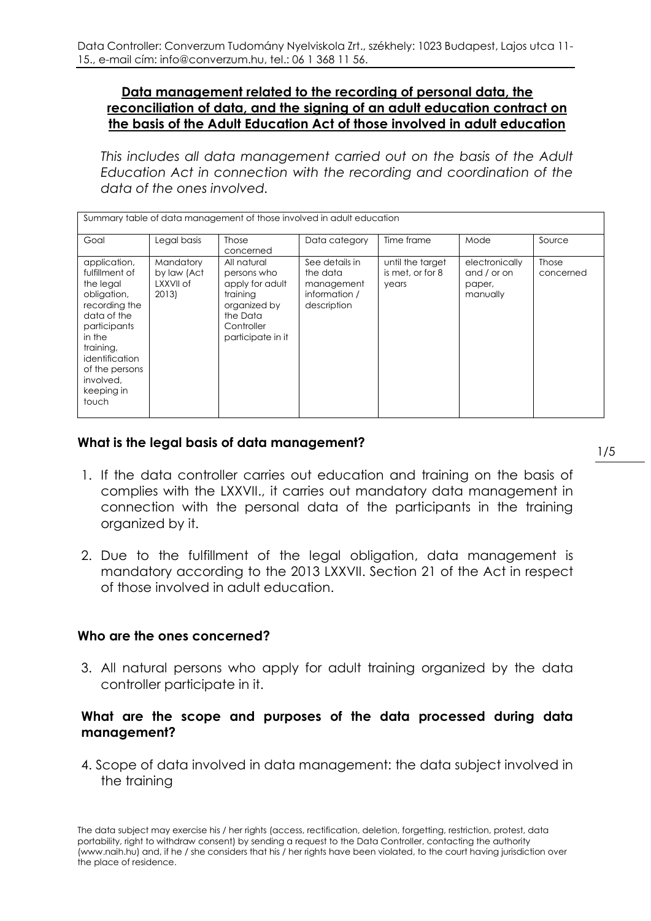Data Controller: Converzum Tudomány Nyelviskola Zrt., székhely: 1023 Budapest, Lajos utca 11-15., e-mail cím: info@converzum.hu, tel.: 06 1 368 11 56.

## Data management related to the recording of personal data, the reconciliation of data, and the signing of an adult education contract on the basis of the Adult Education Act of those involved in adult education

*This includes all data management carried out on the basis of the Adult Education Act in connection with the recording and coordination of the data of the ones involved.*

| Summary table of data management of those involved in adult education | | | | | | |
|---|---|---|---|---|---|---|
| Goal | Legal basis | Those concerned | Data category | Time frame | Mode | Source |
| application, fulfillment of the legal obligation, recording the data of the participants in the training, identification of the persons involved, keeping in touch | Mandatory by law (Act LXXVII of 2013) | All natural persons who apply for adult training organized by the Data Controller participate in it | See details in the data management information / description | until the target is met, or for 8 years | electronically and / or on paper, manually | Those concerned |

### What is the legal basis of data management?

1. If the data controller carries out education and training on the basis of complies with the LXXVII., it carries out mandatory data management in connection with the personal data of the participants in the training organized by it.

2. Due to the fulfillment of the legal obligation, data management is mandatory according to the 2013 LXXVII. Section 21 of the Act in respect of those involved in adult education.

### Who are the ones concerned?

3. All natural persons who apply for adult training organized by the data controller participate in it.

### What are the scope and purposes of the data processed during data management?

4. Scope of data involved in data management: the data subject involved in the training

The data subject may exercise his / her rights (access, rectification, deletion, forgetting, restriction, protest, data portability, right to withdraw consent) by sending a request to the Data Controller, contacting the authority (www.naih.hu) and, if he / she considers that his / her rights have been violated, to the court having jurisdiction over the place of residence.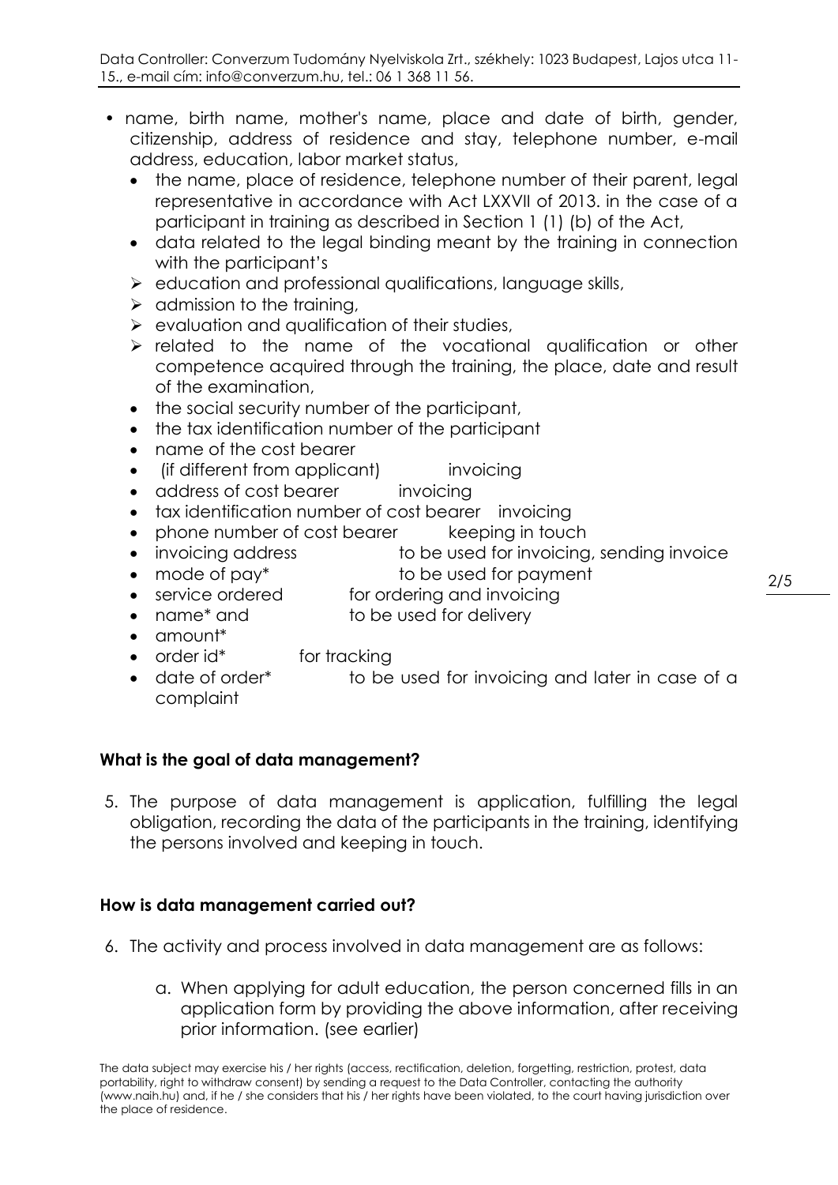- name, birth name, mother's name, place and date of birth, gender, citizenship, address of residence and stay, telephone number, e-mail address, education, labor market status,
  - the name, place of residence, telephone number of their parent, legal representative in accordance with Act LXXVII of 2013. in the case of a participant in training as described in Section 1 (1) (b) of the Act,
  - data related to the legal binding meant by the training in connection with the participant's
  - education and professional qualifications, language skills,
  - admission to the training,
  - evaluation and qualification of their studies,
  - related to the name of the vocational qualification or other competence acquired through the training, the place, date and result of the examination,
  - the social security number of the participant,
  - the tax identification number of the participant
  - name of the cost bearer
  - (if different from applicant) invoicing
  - address of cost bearer invoicing
  - tax identification number of cost bearer invoicing
  - phone number of cost bearer keeping in touch
  - invoicing address to be used for invoicing, sending invoice
  - mode of pay* to be used for payment
  - service ordered for ordering and invoicing
  - name* and to be used for delivery
  - amount*
  - order id* for tracking
  - date of order* to be used for invoicing and later in case of a complaint

**What is the goal of data management?**

5. The purpose of data management is application, fulfilling the legal obligation, recording the data of the participants in the training, identifying the persons involved and keeping in touch.

**How is data management carried out?**

6. The activity and process involved in data management are as follows:

   a. When applying for adult education, the person concerned fills in an application form by providing the above information, after receiving prior information. (see earlier)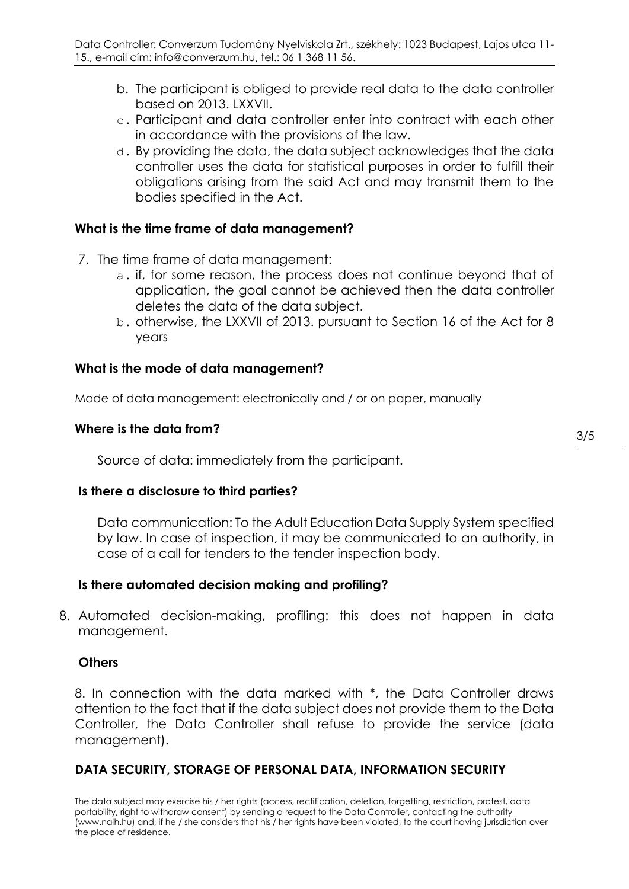b. The participant is obliged to provide real data to the data controller based on 2013. LXXVII.

c. Participant and data controller enter into contract with each other in accordance with the provisions of the law.

d. By providing the data, the data subject acknowledges that the data controller uses the data for statistical purposes in order to fulfill their obligations arising from the said Act and may transmit them to the bodies specified in the Act.

**What is the time frame of data management?**

7. The time frame of data management:
   a. if, for some reason, the process does not continue beyond that of application, the goal cannot be achieved then the data controller deletes the data of the data subject.
   b. otherwise, the LXXVII of 2013. pursuant to Section 16 of the Act for 8 years

**What is the mode of data management?**

Mode of data management: electronically and / or on paper, manually

**Where is the data from?**

Source of data: immediately from the participant.

**Is there a disclosure to third parties?**

Data communication: To the Adult Education Data Supply System specified by law. In case of inspection, it may be communicated to an authority, in case of a call for tenders to the tender inspection body.

**Is there automated decision making and profiling?**

8. Automated decision-making, profiling: this does not happen in data management.

**Others**

8. In connection with the data marked with *, the Data Controller draws attention to the fact that if the data subject does not provide them to the Data Controller, the Data Controller shall refuse to provide the service (data management).

**DATA SECURITY, STORAGE OF PERSONAL DATA, INFORMATION SECURITY**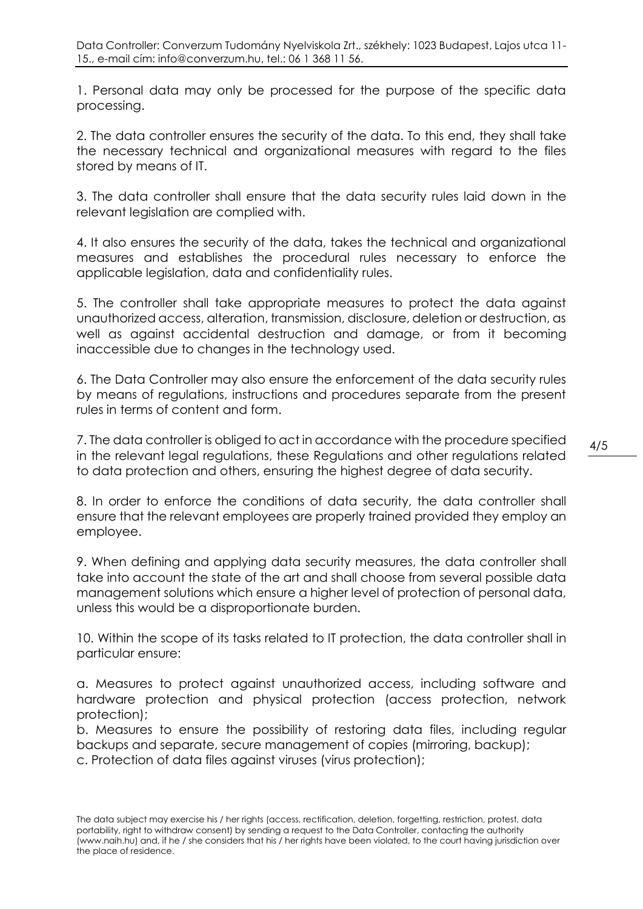1. Personal data may only be processed for the purpose of the specific data processing.

2. The data controller ensures the security of the data. To this end, they shall take the necessary technical and organizational measures with regard to the files stored by means of IT.

3. The data controller shall ensure that the data security rules laid down in the relevant legislation are complied with.

4. It also ensures the security of the data, takes the technical and organizational measures and establishes the procedural rules necessary to enforce the applicable legislation, data and confidentiality rules.

5. The controller shall take appropriate measures to protect the data against unauthorized access, alteration, transmission, disclosure, deletion or destruction, as well as against accidental destruction and damage, or from it becoming inaccessible due to changes in the technology used.

6. The Data Controller may also ensure the enforcement of the data security rules by means of regulations, instructions and procedures separate from the present rules in terms of content and form.

7. The data controller is obliged to act in accordance with the procedure specified in the relevant legal regulations, these Regulations and other regulations related to data protection and others, ensuring the highest degree of data security.

8. In order to enforce the conditions of data security, the data controller shall ensure that the relevant employees are properly trained provided they employ an employee.

9. When defining and applying data security measures, the data controller shall take into account the state of the art and shall choose from several possible data management solutions which ensure a higher level of protection of personal data, unless this would be a disproportionate burden.

10. Within the scope of its tasks related to IT protection, the data controller shall in particular ensure:

a. Measures to protect against unauthorized access, including software and hardware protection and physical protection (access protection, network protection);
b. Measures to ensure the possibility of restoring data files, including regular backups and separate, secure management of copies (mirroring, backup);
c. Protection of data files against viruses (virus protection);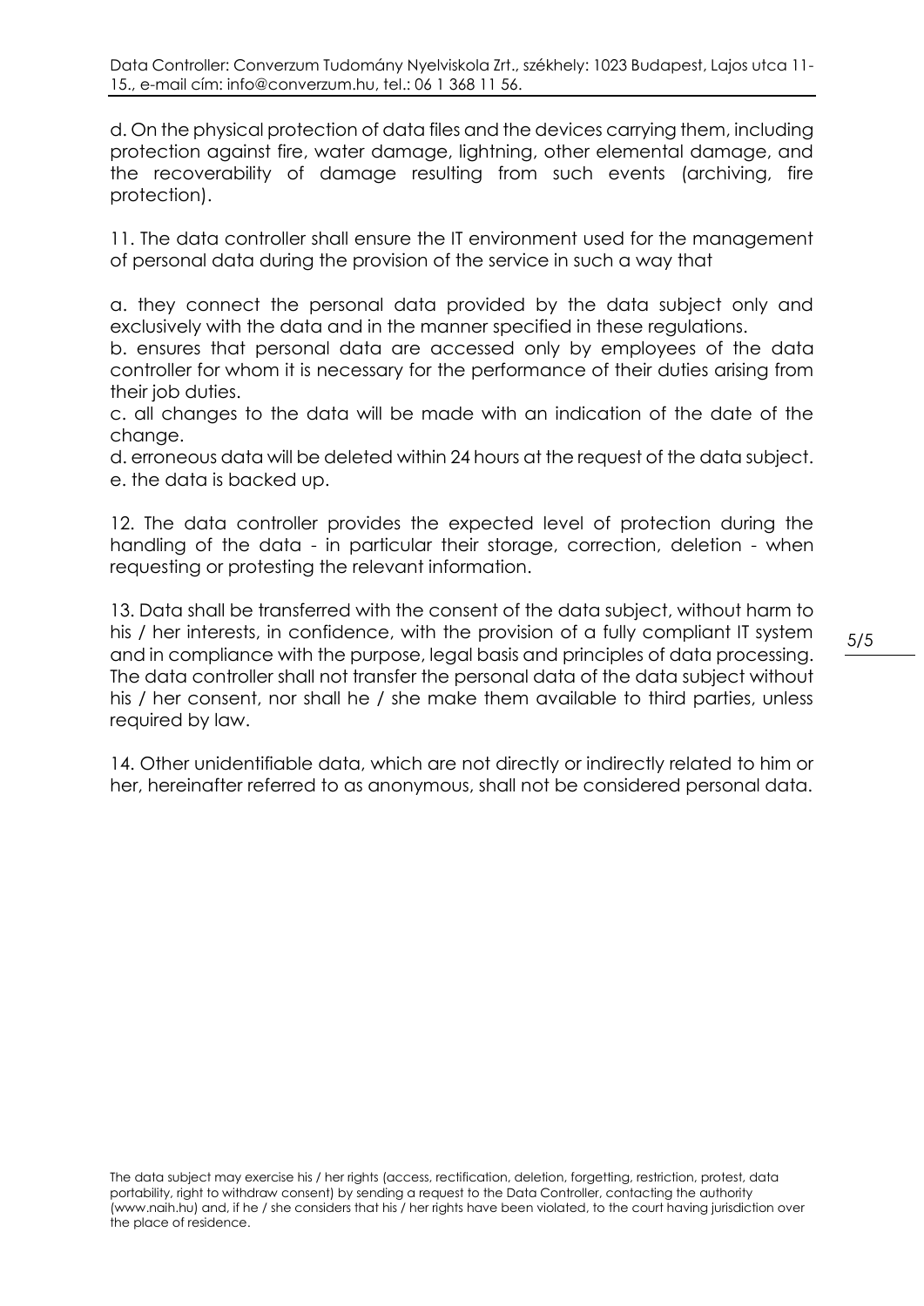d. On the physical protection of data files and the devices carrying them, including protection against fire, water damage, lightning, other elemental damage, and the recoverability of damage resulting from such events (archiving, fire protection).

11. The data controller shall ensure the IT environment used for the management of personal data during the provision of the service in such a way that

a. they connect the personal data provided by the data subject only and exclusively with the data and in the manner specified in these regulations.
b. ensures that personal data are accessed only by employees of the data controller for whom it is necessary for the performance of their duties arising from their job duties.
c. all changes to the data will be made with an indication of the date of the change.
d. erroneous data will be deleted within 24 hours at the request of the data subject.
e. the data is backed up.

12. The data controller provides the expected level of protection during the handling of the data - in particular their storage, correction, deletion - when requesting or protesting the relevant information.

13. Data shall be transferred with the consent of the data subject, without harm to his / her interests, in confidence, with the provision of a fully compliant IT system and in compliance with the purpose, legal basis and principles of data processing. The data controller shall not transfer the personal data of the data subject without his / her consent, nor shall he / she make them available to third parties, unless required by law.

14. Other unidentifiable data, which are not directly or indirectly related to him or her, hereinafter referred to as anonymous, shall not be considered personal data.